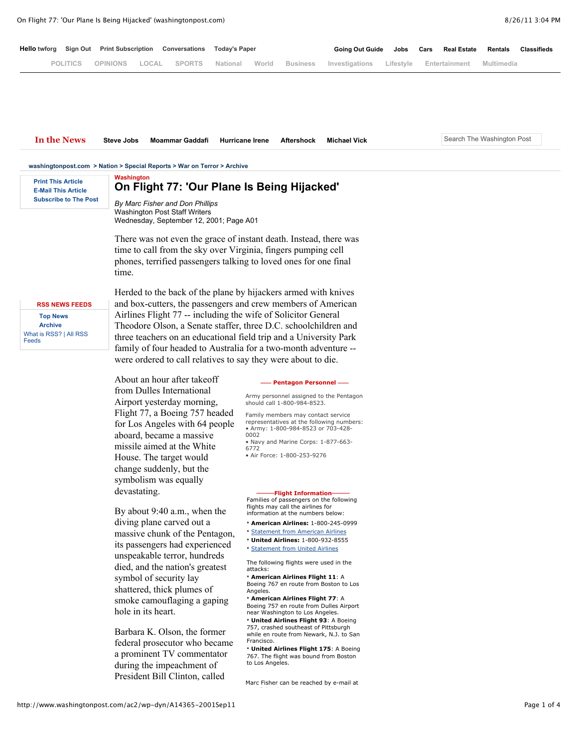Washington

# On Flight 77: 'Our Plane Is Being Hijacked'

*By Marc Fisher and Don Phillips*
Washington Post Staff Writers
Wednesday, September 12, 2001; Page A01

There was not even the grace of instant death. Instead, there was time to call from the sky over Virginia, fingers pumping cell phones, terrified passengers talking to loved ones for one final time.

Herded to the back of the plane by hijackers armed with knives and box-cutters, the passengers and crew members of American Airlines Flight 77 -- including the wife of Solicitor General Theodore Olson, a Senate staffer, three D.C. schoolchildren and three teachers on an educational field trip and a University Park family of four headed to Australia for a two-month adventure -- were ordered to call relatives to say they were about to die.

About an hour after takeoff from Dulles International Airport yesterday morning, Flight 77, a Boeing 757 headed for Los Angeles with 64 people aboard, became a massive missile aimed at the White House. The target would change suddenly, but the symbolism was equally devastating.

By about 9:40 a.m., when the diving plane carved out a massive chunk of the Pentagon, its passengers had experienced unspeakable terror, hundreds died, and the nation's greatest symbol of security lay shattered, thick plumes of smoke camouflaging a gaping hole in its heart.

Barbara K. Olson, the former federal prosecutor who became a prominent TV commentator during the impeachment of President Bill Clinton, called

**Pentagon Personnel**

Army personnel assigned to the Pentagon should call 1-800-984-8523.

Family members may contact service representatives at the following numbers:

- Army: 1-800-984-8523 or 703-428-0002
- Navy and Marine Corps: 1-877-663-6772
- Air Force: 1-800-253-9276

**Flight Information**

Families of passengers on the following flights may call the airlines for information at the numbers below:

- **American Airlines:** 1-800-245-0999
- Statement from American Airlines
- **United Airlines:** 1-800-932-8555
- Statement from United Airlines

The following flights were used in the attacks:

- **American Airlines Flight 11**: A Boeing 767 en route from Boston to Los Angeles.
- **American Airlines Flight 77**: A Boeing 757 en route from Dulles Airport near Washington to Los Angeles.
- **United Airlines Flight 93**: A Boeing 757, crashed southeast of Pittsburgh while en route from Newark, N.J. to San Francisco.
- **United Airlines Flight 175**: A Boeing 767. The flight was bound from Boston to Los Angeles.

Marc Fisher can be reached by e-mail at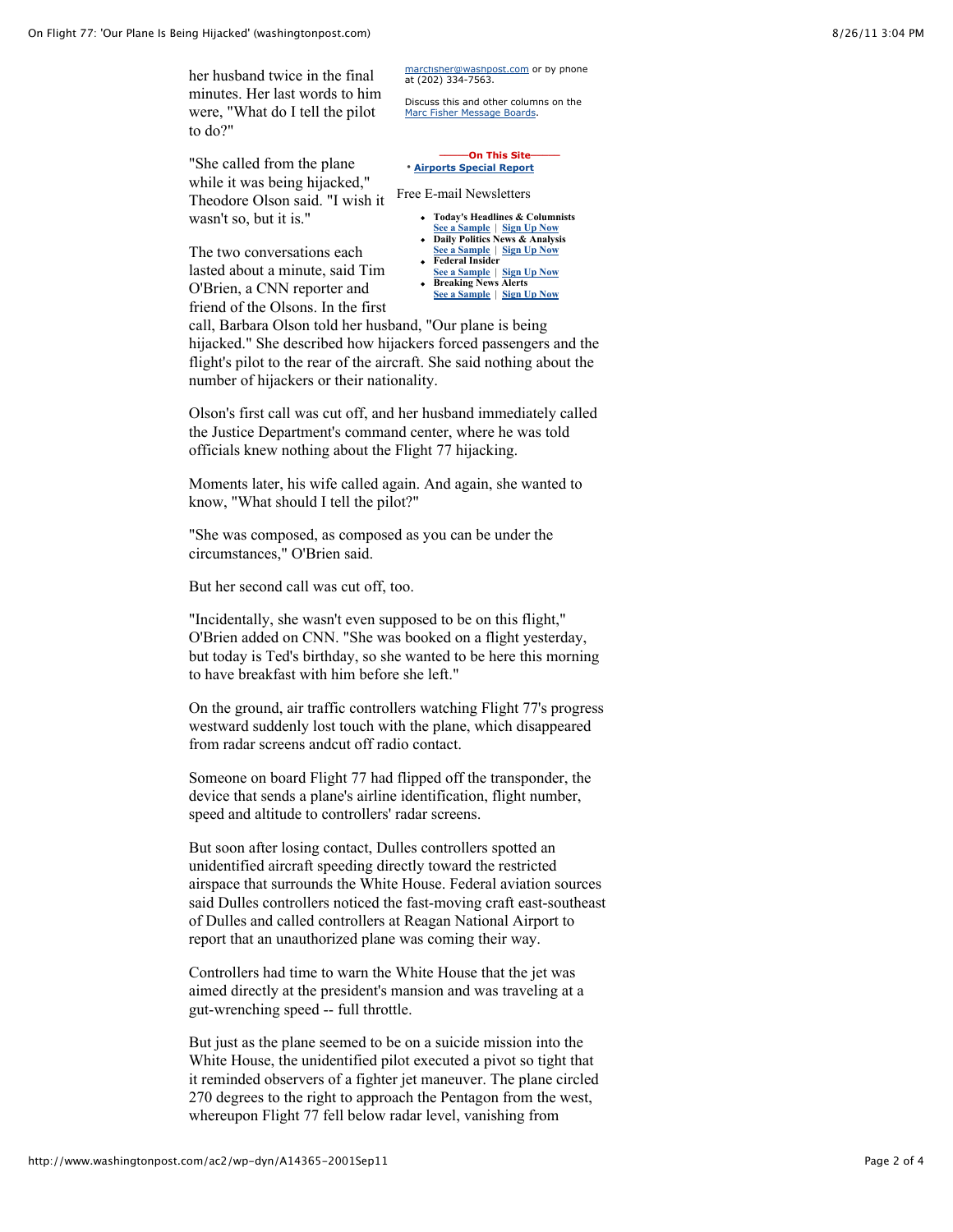her husband twice in the final minutes. Her last words to him were, "What do I tell the pilot to do?"

"She called from the plane while it was being hijacked," Theodore Olson said. "I wish it wasn't so, but it is."

The two conversations each lasted about a minute, said Tim O'Brien, a CNN reporter and friend of the Olsons. In the first call, Barbara Olson told her husband, "Our plane is being hijacked." She described how hijackers forced passengers and the flight's pilot to the rear of the aircraft. She said nothing about the number of hijackers or their nationality.

Olson's first call was cut off, and her husband immediately called the Justice Department's command center, where he was told officials knew nothing about the Flight 77 hijacking.

Moments later, his wife called again. And again, she wanted to know, "What should I tell the pilot?"

"She was composed, as composed as you can be under the circumstances," O'Brien said.

But her second call was cut off, too.

"Incidentally, she wasn't even supposed to be on this flight," O'Brien added on CNN. "She was booked on a flight yesterday, but today is Ted's birthday, so she wanted to be here this morning to have breakfast with him before she left."

On the ground, air traffic controllers watching Flight 77's progress westward suddenly lost touch with the plane, which disappeared from radar screens andcut off radio contact.

Someone on board Flight 77 had flipped off the transponder, the device that sends a plane's airline identification, flight number, speed and altitude to controllers' radar screens.

But soon after losing contact, Dulles controllers spotted an unidentified aircraft speeding directly toward the restricted airspace that surrounds the White House. Federal aviation sources said Dulles controllers noticed the fast-moving craft east-southeast of Dulles and called controllers at Reagan National Airport to report that an unauthorized plane was coming their way.

Controllers had time to warn the White House that the jet was aimed directly at the president's mansion and was traveling at a gut-wrenching speed -- full throttle.

But just as the plane seemed to be on a suicide mission into the White House, the unidentified pilot executed a pivot so tight that it reminded observers of a fighter jet maneuver. The plane circled 270 degrees to the right to approach the Pentagon from the west, whereupon Flight 77 fell below radar level, vanishing from

marcfisher@washpost.com or by phone at (202) 334-7563.

Discuss this and other columns on the Marc Fisher Message Boards.

**On This Site**

- Airports Special Report

Free E-mail Newsletters

- **Today's Headlines & Columnists**
  See a Sample | Sign Up Now
- **Daily Politics News & Analysis**
  See a Sample | Sign Up Now
- **Federal Insider**
  See a Sample | Sign Up Now
- **Breaking News Alerts**
  See a Sample | Sign Up Now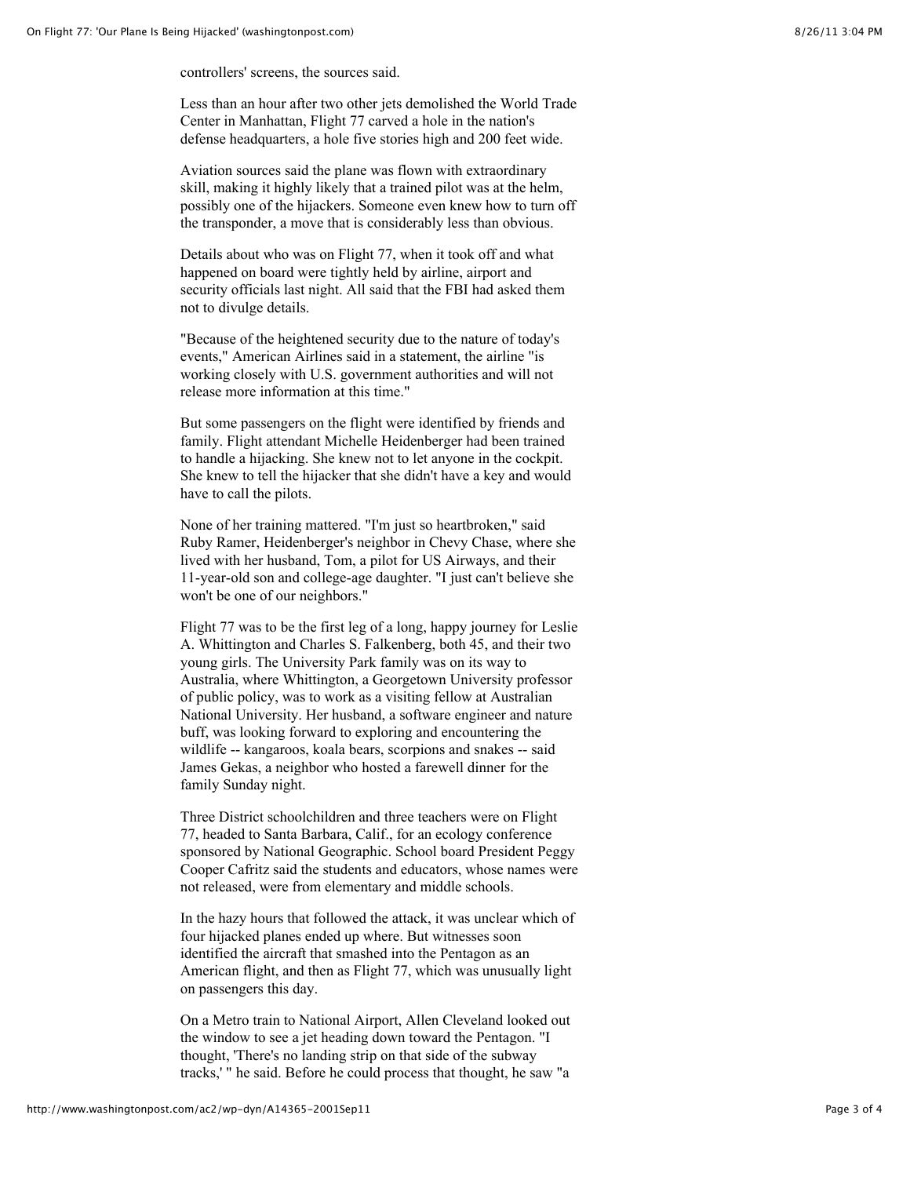controllers' screens, the sources said.

Less than an hour after two other jets demolished the World Trade Center in Manhattan, Flight 77 carved a hole in the nation's defense headquarters, a hole five stories high and 200 feet wide.

Aviation sources said the plane was flown with extraordinary skill, making it highly likely that a trained pilot was at the helm, possibly one of the hijackers. Someone even knew how to turn off the transponder, a move that is considerably less than obvious.

Details about who was on Flight 77, when it took off and what happened on board were tightly held by airline, airport and security officials last night. All said that the FBI had asked them not to divulge details.

"Because of the heightened security due to the nature of today's events," American Airlines said in a statement, the airline "is working closely with U.S. government authorities and will not release more information at this time."

But some passengers on the flight were identified by friends and family. Flight attendant Michelle Heidenberger had been trained to handle a hijacking. She knew not to let anyone in the cockpit. She knew to tell the hijacker that she didn't have a key and would have to call the pilots.

None of her training mattered. "I'm just so heartbroken," said Ruby Ramer, Heidenberger's neighbor in Chevy Chase, where she lived with her husband, Tom, a pilot for US Airways, and their 11-year-old son and college-age daughter. "I just can't believe she won't be one of our neighbors."

Flight 77 was to be the first leg of a long, happy journey for Leslie A. Whittington and Charles S. Falkenberg, both 45, and their two young girls. The University Park family was on its way to Australia, where Whittington, a Georgetown University professor of public policy, was to work as a visiting fellow at Australian National University. Her husband, a software engineer and nature buff, was looking forward to exploring and encountering the wildlife -- kangaroos, koala bears, scorpions and snakes -- said James Gekas, a neighbor who hosted a farewell dinner for the family Sunday night.

Three District schoolchildren and three teachers were on Flight 77, headed to Santa Barbara, Calif., for an ecology conference sponsored by National Geographic. School board President Peggy Cooper Cafritz said the students and educators, whose names were not released, were from elementary and middle schools.

In the hazy hours that followed the attack, it was unclear which of four hijacked planes ended up where. But witnesses soon identified the aircraft that smashed into the Pentagon as an American flight, and then as Flight 77, which was unusually light on passengers this day.

On a Metro train to National Airport, Allen Cleveland looked out the window to see a jet heading down toward the Pentagon. "I thought, 'There's no landing strip on that side of the subway tracks,' " he said. Before he could process that thought, he saw "a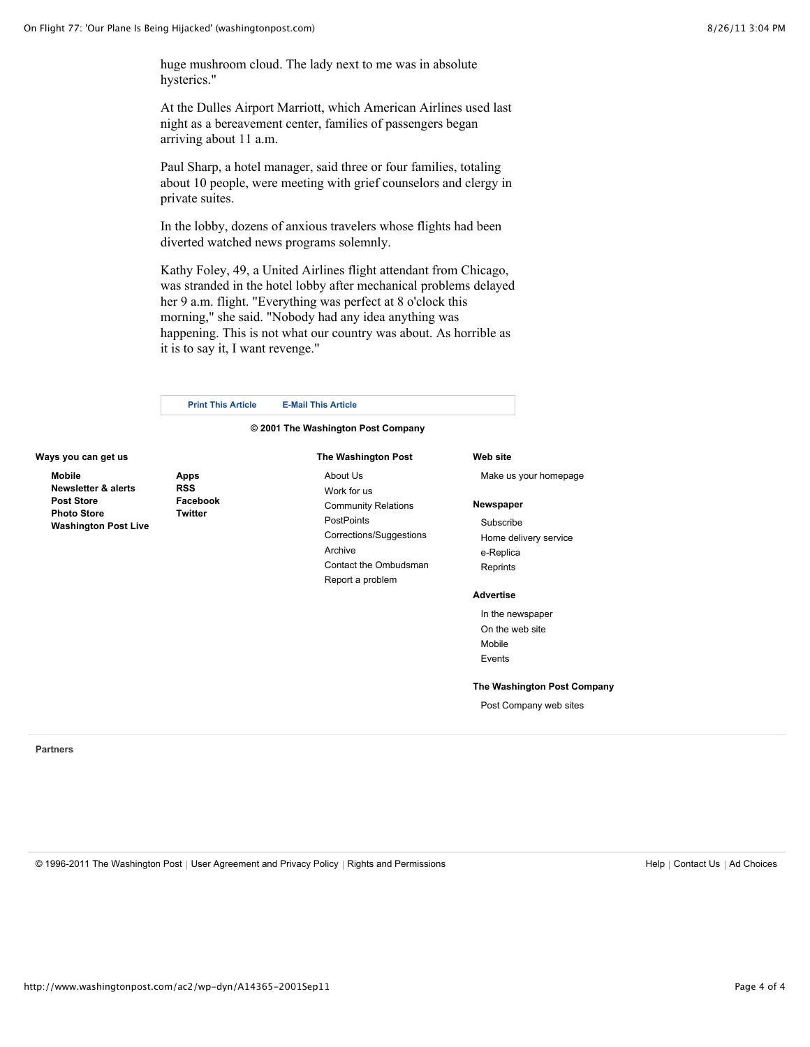huge mushroom cloud. The lady next to me was in absolute hysterics."

At the Dulles Airport Marriott, which American Airlines used last night as a bereavement center, families of passengers began arriving about 11 a.m.

Paul Sharp, a hotel manager, said three or four families, totaling about 10 people, were meeting with grief counselors and clergy in private suites.

In the lobby, dozens of anxious travelers whose flights had been diverted watched news programs solemnly.

Kathy Foley, 49, a United Airlines flight attendant from Chicago, was stranded in the hotel lobby after mechanical problems delayed her 9 a.m. flight. "Everything was perfect at 8 o'clock this morning," she said. "Nobody had any idea anything was happening. This is not what our country was about. As horrible as it is to say it, I want revenge."

**Print This Article** **E-Mail This Article**

**© 2001 The Washington Post Company**

**Ways you can get us**

**Mobile**
**Newsletter & alerts**
**Post Store**
**Photo Store**
**Washington Post Live**
**Apps**
**RSS**
**Facebook**
**Twitter**

**The Washington Post**

About Us
Work for us
Community Relations
PostPoints
Corrections/Suggestions
Archive
Contact the Ombudsman
Report a problem

**Web site**

Make us your homepage

**Newspaper**

Subscribe
Home delivery service
e-Replica
Reprints

**Advertise**

In the newspaper
On the web site
Mobile
Events

**The Washington Post Company**

Post Company web sites

**Partners**

© 1996-2011 The Washington Post | User Agreement and Privacy Policy | Rights and Permissions

Help | Contact Us | Ad Choices